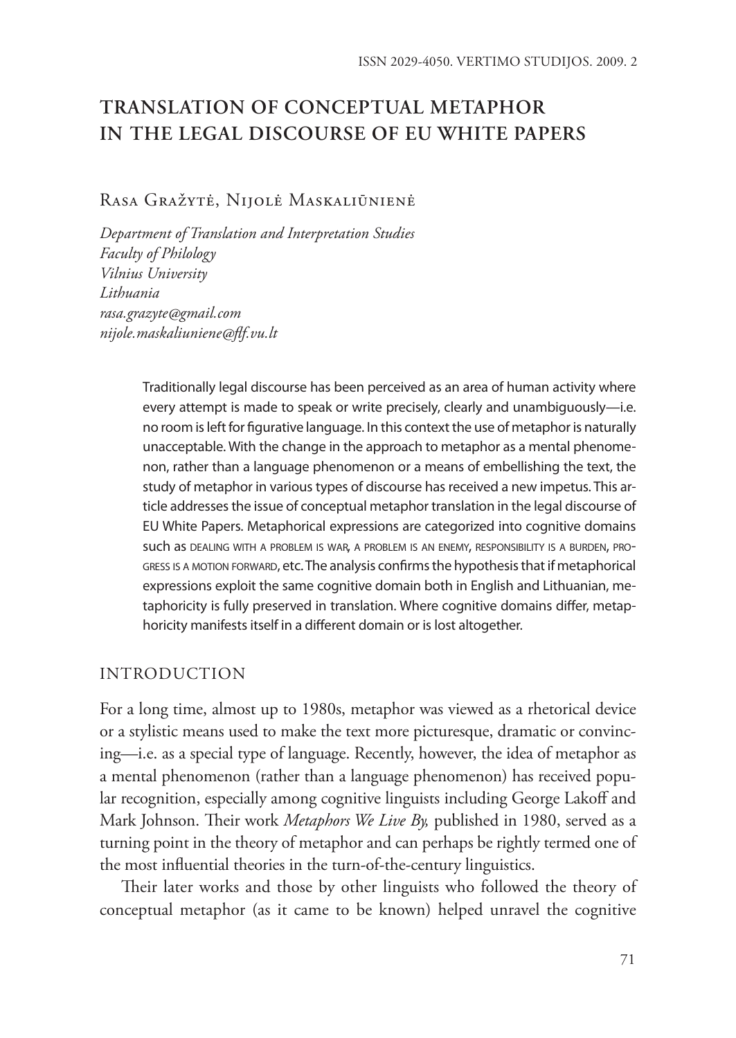# TRANSLATION OF CONCEPTUAL METAPHOR IN THE LEGAL DISCOURSE OF EU WHITE PAPERS

Rasa Gražytė, Nijolė Maskaliūnienė

*Department of Translation and Interpretation Studies*
*Faculty of Philology*
*Vilnius University*
*Lithuania*
*rasa.grazyte@gmail.com*
*nijole.maskaliuniene@flf.vu.lt*

Traditionally legal discourse has been perceived as an area of human activity where every attempt is made to speak or write precisely, clearly and unambiguously—i.e. no room is left for figurative language. In this context the use of metaphor is naturally unacceptable. With the change in the approach to metaphor as a mental phenomenon, rather than a language phenomenon or a means of embellishing the text, the study of metaphor in various types of discourse has received a new impetus. This article addresses the issue of conceptual metaphor translation in the legal discourse of EU White Papers. Metaphorical expressions are categorized into cognitive domains such as DEALING WITH A PROBLEM IS WAR, A PROBLEM IS AN ENEMY, RESPONSIBILITY IS A BURDEN, PROGRESS IS A MOTION FORWARD, etc. The analysis confirms the hypothesis that if metaphorical expressions exploit the same cognitive domain both in English and Lithuanian, metaphoricity is fully preserved in translation. Where cognitive domains differ, metaphoricity manifests itself in a different domain or is lost altogether.

## INTRODUCTION

For a long time, almost up to 1980s, metaphor was viewed as a rhetorical device or a stylistic means used to make the text more picturesque, dramatic or convincing—i.e. as a special type of language. Recently, however, the idea of metaphor as a mental phenomenon (rather than a language phenomenon) has received popular recognition, especially among cognitive linguists including George Lakoff and Mark Johnson. Their work *Metaphors We Live By,* published in 1980, served as a turning point in the theory of metaphor and can perhaps be rightly termed one of the most influential theories in the turn-of-the-century linguistics.

Their later works and those by other linguists who followed the theory of conceptual metaphor (as it came to be known) helped unravel the cognitive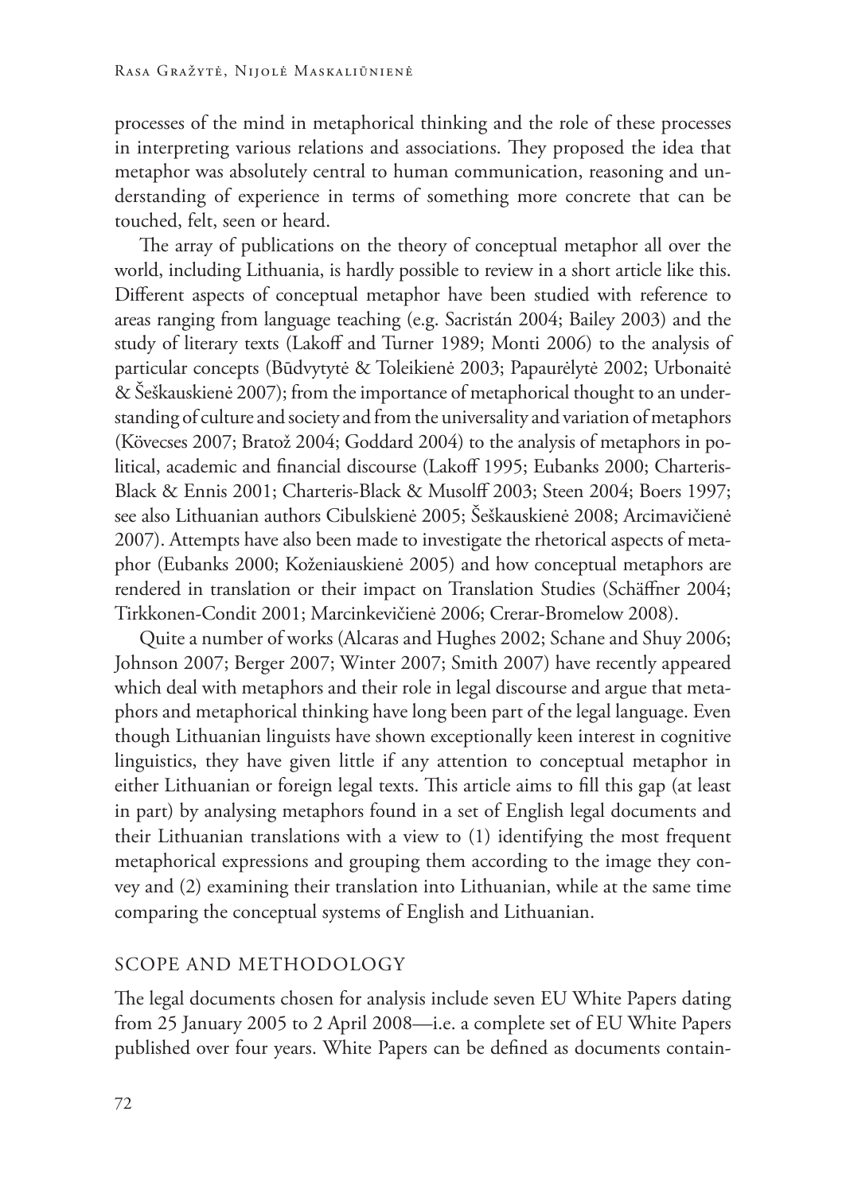processes of the mind in metaphorical thinking and the role of these processes in interpreting various relations and associations. They proposed the idea that metaphor was absolutely central to human communication, reasoning and understanding of experience in terms of something more concrete that can be touched, felt, seen or heard.

The array of publications on the theory of conceptual metaphor all over the world, including Lithuania, is hardly possible to review in a short article like this. Different aspects of conceptual metaphor have been studied with reference to areas ranging from language teaching (e.g. Sacristán 2004; Bailey 2003) and the study of literary texts (Lakoff and Turner 1989; Monti 2006) to the analysis of particular concepts (Būdvytytė & Toleikienė 2003; Papaurėlytė 2002; Urbonaitė & Šeškauskienė 2007); from the importance of metaphorical thought to an understanding of culture and society and from the universality and variation of metaphors (Kövecses 2007; Bratož 2004; Goddard 2004) to the analysis of metaphors in political, academic and financial discourse (Lakoff 1995; Eubanks 2000; Charteris-Black & Ennis 2001; Charteris-Black & Musolff 2003; Steen 2004; Boers 1997; see also Lithuanian authors Cibulskienė 2005; Šeškauskienė 2008; Arcimavičienė 2007). Attempts have also been made to investigate the rhetorical aspects of metaphor (Eubanks 2000; Koženiauskienė 2005) and how conceptual metaphors are rendered in translation or their impact on Translation Studies (Schäffner 2004; Tirkkonen-Condit 2001; Marcinkevičienė 2006; Crerar-Bromelow 2008).

Quite a number of works (Alcaras and Hughes 2002; Schane and Shuy 2006; Johnson 2007; Berger 2007; Winter 2007; Smith 2007) have recently appeared which deal with metaphors and their role in legal discourse and argue that metaphors and metaphorical thinking have long been part of the legal language. Even though Lithuanian linguists have shown exceptionally keen interest in cognitive linguistics, they have given little if any attention to conceptual metaphor in either Lithuanian or foreign legal texts. This article aims to fill this gap (at least in part) by analysing metaphors found in a set of English legal documents and their Lithuanian translations with a view to (1) identifying the most frequent metaphorical expressions and grouping them according to the image they convey and (2) examining their translation into Lithuanian, while at the same time comparing the conceptual systems of English and Lithuanian.

## SCOPE AND METHODOLOGY

The legal documents chosen for analysis include seven EU White Papers dating from 25 January 2005 to 2 April 2008—i.e. a complete set of EU White Papers published over four years. White Papers can be defined as documents contain-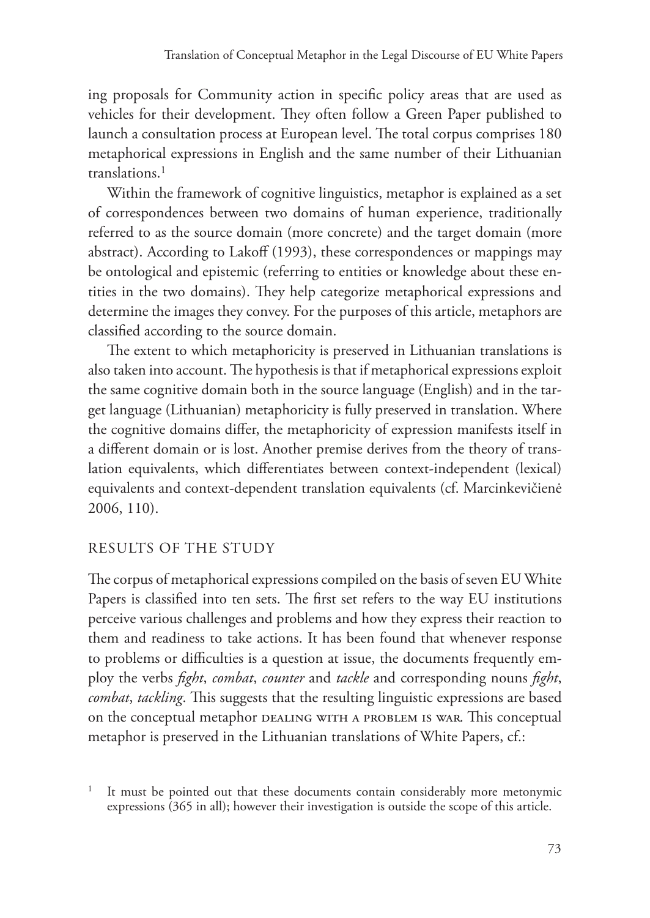ing proposals for Community action in specific policy areas that are used as vehicles for their development. They often follow a Green Paper published to launch a consultation process at European level. The total corpus comprises 180 metaphorical expressions in English and the same number of their Lithuanian translations.[1]

Within the framework of cognitive linguistics, metaphor is explained as a set of correspondences between two domains of human experience, traditionally referred to as the source domain (more concrete) and the target domain (more abstract). According to Lakoff (1993), these correspondences or mappings may be ontological and epistemic (referring to entities or knowledge about these entities in the two domains). They help categorize metaphorical expressions and determine the images they convey. For the purposes of this article, metaphors are classified according to the source domain.

The extent to which metaphoricity is preserved in Lithuanian translations is also taken into account. The hypothesis is that if metaphorical expressions exploit the same cognitive domain both in the source language (English) and in the target language (Lithuanian) metaphoricity is fully preserved in translation. Where the cognitive domains differ, the metaphoricity of expression manifests itself in a different domain or is lost. Another premise derives from the theory of translation equivalents, which differentiates between context-independent (lexical) equivalents and context-dependent translation equivalents (cf. Marcinkevičienė 2006, 110).

## RESULTS OF THE STUDY

The corpus of metaphorical expressions compiled on the basis of seven EU White Papers is classified into ten sets. The first set refers to the way EU institutions perceive various challenges and problems and how they express their reaction to them and readiness to take actions. It has been found that whenever response to problems or difficulties is a question at issue, the documents frequently employ the verbs *fight*, *combat*, *counter* and *tackle* and corresponding nouns *fight*, *combat*, *tackling*. This suggests that the resulting linguistic expressions are based on the conceptual metaphor DEALING WITH A PROBLEM IS WAR. This conceptual metaphor is preserved in the Lithuanian translations of White Papers, cf.:

[1] It must be pointed out that these documents contain considerably more metonymic expressions (365 in all); however their investigation is outside the scope of this article.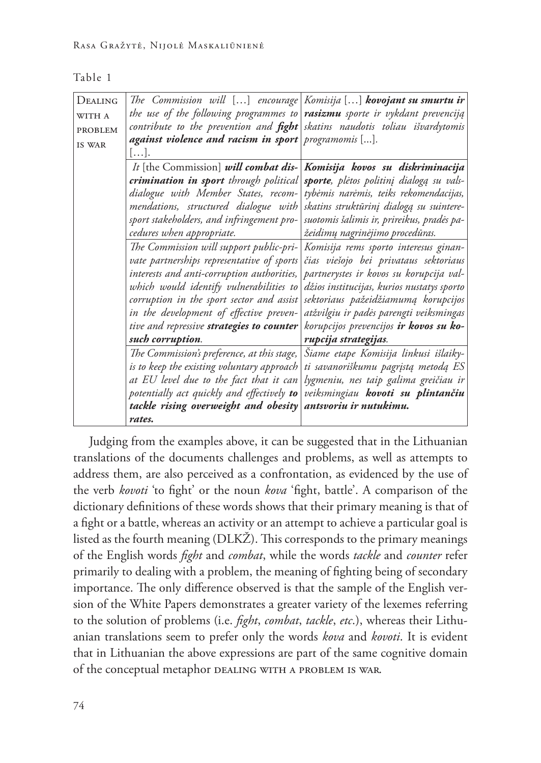Table 1

| | | |
|---|---|---|
| DEALING WITH A PROBLEM IS WAR | *The Commission will* [...] *encourage the use of the following programmes to contribute to the prevention and **fight against violence and racism in sport*** [...]. | *Komisija* [...] ***kovojant su smurtu ir rasizmu** sporte ir vykdant prevenciją skatins naudotis toliau išvardytomis programomis* [...]. |
| | *It* [the Commission] ***will combat discrimination in sport** through political dialogue with Member States, recommendations, structured dialogue with sport stakeholders, and infringement procedures when appropriate.* | ***Komisija kovos su diskriminacija sporte**, plėtos politinį dialogą su valstybėmis narėmis, teiks rekomendacijas, skatins struktūrinį dialogą su suinteresuotomis šalimis ir, prireikus, pradės pažeidimų nagrinėjimo procedūras.* |
| | *The Commission will support public-private partnerships representative of sports interests and anti-corruption authorities, which would identify vulnerabilities to corruption in the sport sector and assist in the development of effective preventive and repressive **strategies to counter such corruption**.* | *Komisija rems sporto interesus ginančias viešojo bei privataus sektoriaus partnerystes ir kovos su korupcija valdžios institucijas, kurios nustatys sporto sektoriaus pažeidžiamumą korupcijos atžvilgiu ir padės parengti veiksmingas korupcijos prevencijos **ir kovos su korupcija strategijas**.* |
| | *The Commission's preference, at this stage, is to keep the existing voluntary approach at EU level due to the fact that it can potentially act quickly and effectively **to tackle rising overweight and obesity rates.*** | *Šiame etape Komisija linkusi išlaikyti savanoriškumu pagrįstą metodą ES lygmeniu, nes taip galima greičiau ir veiksmingiau **kovoti su plintančiu antsvoriu ir nutukimu.*** |

Judging from the examples above, it can be suggested that in the Lithuanian translations of the documents challenges and problems, as well as attempts to address them, are also perceived as a confrontation, as evidenced by the use of the verb *kovoti* 'to fight' or the noun *kova* 'fight, battle'. A comparison of the dictionary definitions of these words shows that their primary meaning is that of a fight or a battle, whereas an activity or an attempt to achieve a particular goal is listed as the fourth meaning (DLKŽ). This corresponds to the primary meanings of the English words *fight* and *combat*, while the words *tackle* and *counter* refer primarily to dealing with a problem, the meaning of fighting being of secondary importance. The only difference observed is that the sample of the English version of the White Papers demonstrates a greater variety of the lexemes referring to the solution of problems (i.e. *fight*, *combat*, *tackle*, *etc*.), whereas their Lithuanian translations seem to prefer only the words *kova* and *kovoti*. It is evident that in Lithuanian the above expressions are part of the same cognitive domain of the conceptual metaphor DEALING WITH A PROBLEM IS WAR.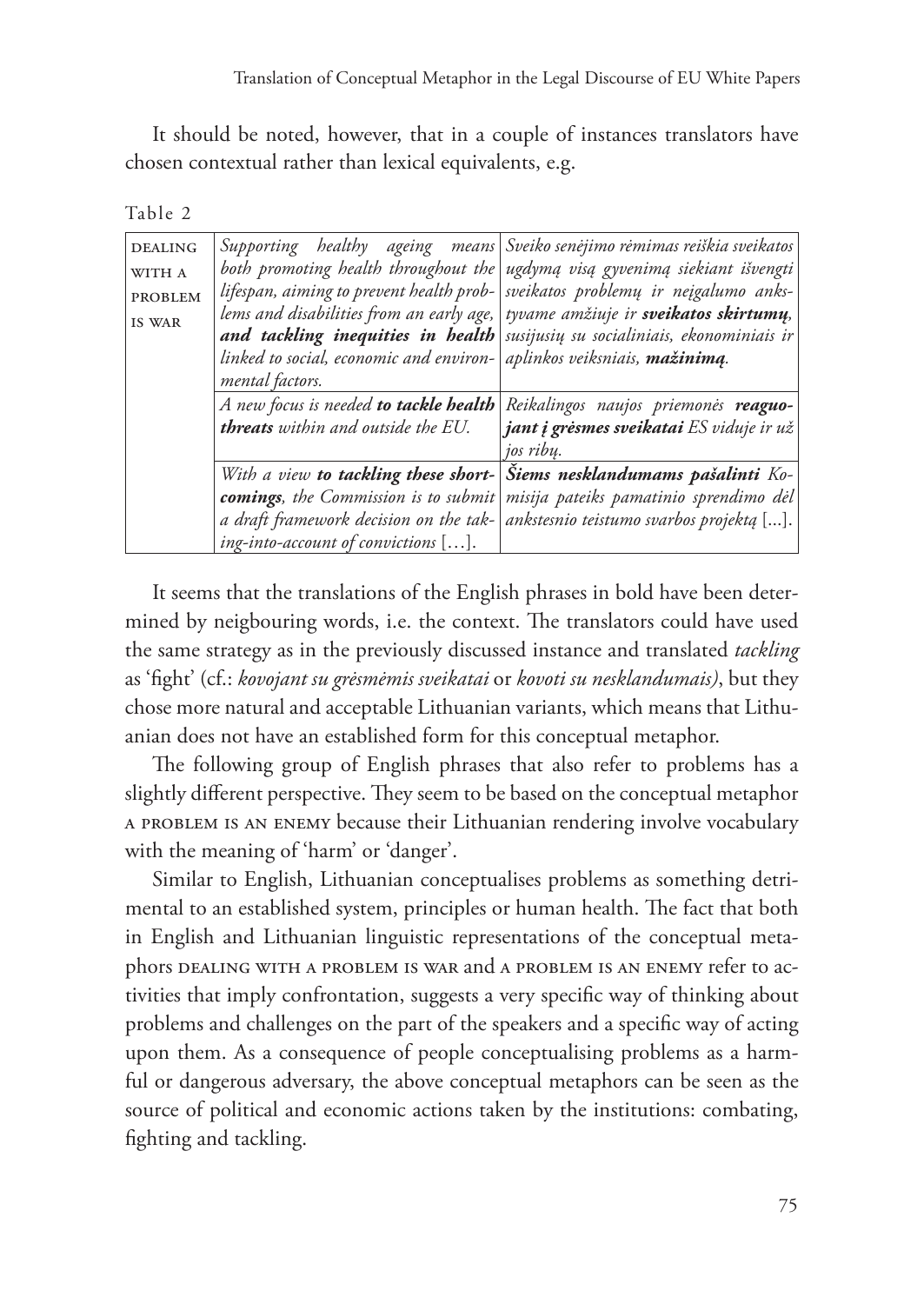It should be noted, however, that in a couple of instances translators have chosen contextual rather than lexical equivalents, e.g.

Table 2

| | | |
|---|---|---|
| DEALING WITH A PROBLEM IS WAR | *Supporting healthy ageing means both promoting health throughout the lifespan, aiming to prevent health problems and disabilities from an early age,* ***and tackling inequities in health*** *linked to social, economic and environmental factors.* | *Sveiko senėjimo rėmimas reiškia sveikatos ugdymą visą gyvenimą siekiant išvengti sveikatos problemų ir neįgalumo ankstyvame amžiuje ir* ***sveikatos skirtumų****, susijusių su socialiniais, ekonominiais ir aplinkos veiksniais,* ***mažinimą****.* |
| | *A new focus is needed* ***to tackle health threats*** *within and outside the EU.* | *Reikalingos naujos priemonės* ***reaguojant į grėsmes sveikatai*** *ES viduje ir už jos ribų.* |
| | *With a view* ***to tackling these shortcomings****, the Commission is to submit a draft framework decision on the taking-into-account of convictions* […]. | ***Šiems nesklandumams pašalinti*** *Komisija pateiks pamatinio sprendimo dėl ankstesnio teistumo svarbos projektą* [...]. |

It seems that the translations of the English phrases in bold have been determined by neigbouring words, i.e. the context. The translators could have used the same strategy as in the previously discussed instance and translated *tackling* as 'fight' (cf.: *kovojant su grėsmėmis sveikatai* or *kovoti su nesklandumais)*, but they chose more natural and acceptable Lithuanian variants, which means that Lithuanian does not have an established form for this conceptual metaphor.

The following group of English phrases that also refer to problems has a slightly different perspective. They seem to be based on the conceptual metaphor A PROBLEM IS AN ENEMY because their Lithuanian rendering involve vocabulary with the meaning of 'harm' or 'danger'.

Similar to English, Lithuanian conceptualises problems as something detrimental to an established system, principles or human health. The fact that both in English and Lithuanian linguistic representations of the conceptual metaphors DEALING WITH A PROBLEM IS WAR and A PROBLEM IS AN ENEMY refer to activities that imply confrontation, suggests a very specific way of thinking about problems and challenges on the part of the speakers and a specific way of acting upon them. As a consequence of people conceptualising problems as a harmful or dangerous adversary, the above conceptual metaphors can be seen as the source of political and economic actions taken by the institutions: combating, fighting and tackling.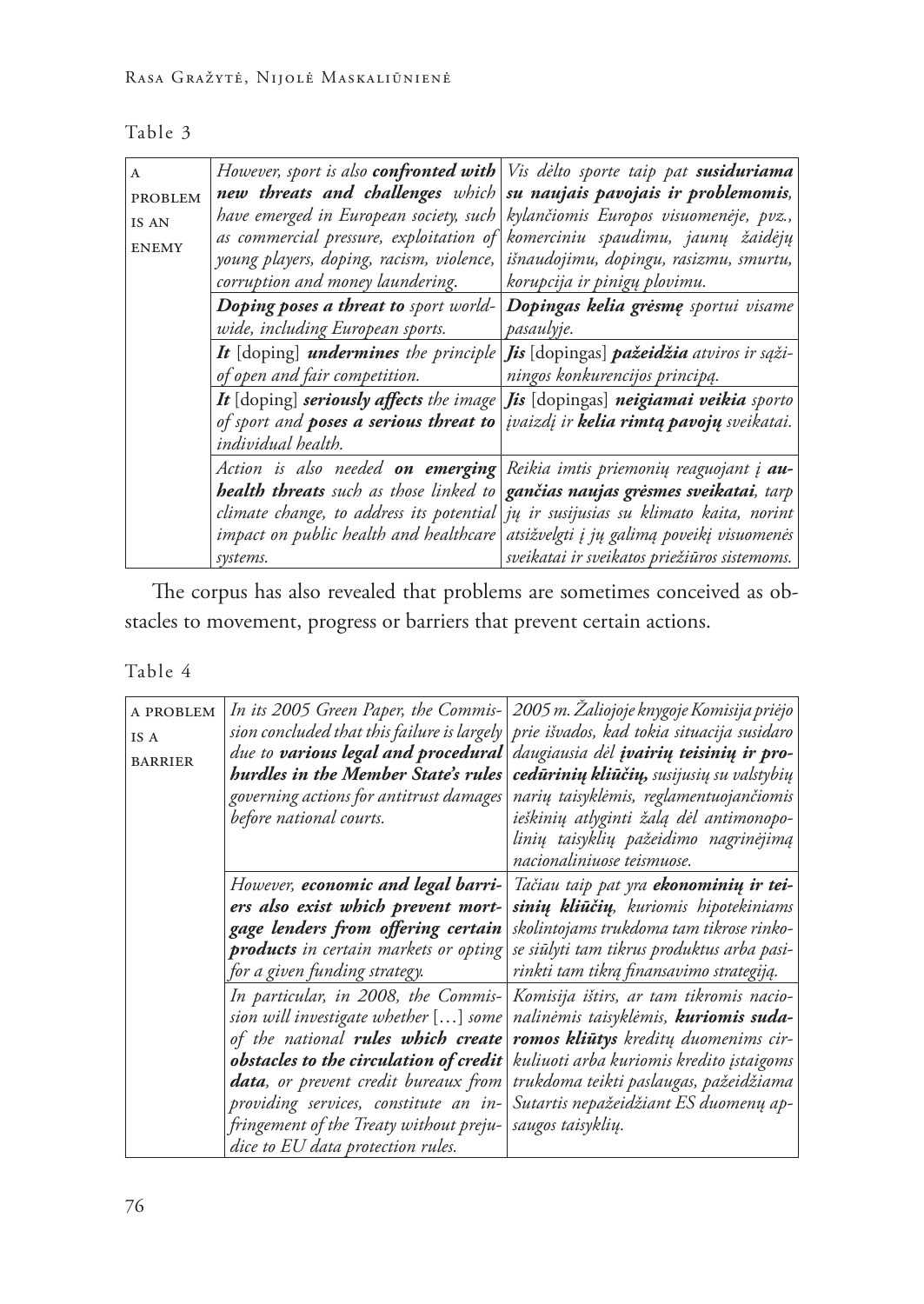Table 3

| | | |
|---|---|---|
| A PROBLEM IS AN ENEMY | *However, sport is also* ***confronted with new threats and challenges*** *which have emerged in European society, such as commercial pressure, exploitation of young players, doping, racism, violence, corruption and money laundering.* | *Vis dėlto sporte taip pat* ***susiduriama su naujais pavojais ir problemomis****, kylančiomis Europos visuomenėje, pvz., komerciniu spaudimu, jaunų žaidėjų išnaudojimu, dopingu, rasizmu, smurtu, korupcija ir pinigų plovimu.* |
| | ***Doping poses a threat to*** *sport worldwide, including European sports.* | ***Dopingas kelia grėsmę*** *sportui visame pasaulyje.* |
| | ***It*** *[doping]* ***undermines*** *the principle of open and fair competition.* | ***Jis*** *[dopingas]* ***pažeidžia*** *atviros ir sąžiningos konkurencijos principą.* |
| | ***It*** *[doping]* ***seriously affects*** *the image of sport and* ***poses a serious threat to*** *individual health.* | ***Jis*** *[dopingas]* ***neigiamai veikia*** *sporto įvaizdį ir* ***kelia rimtą pavojų*** *sveikatai.* |
| | *Action is also needed* ***on emerging health threats*** *such as those linked to climate change, to address its potential impact on public health and healthcare systems.* | *Reikia imtis priemonių reaguojant į* ***augančias naujas grėsmes sveikatai****, tarp jų ir susijusias su klimato kaita, norint atsižvelgti į jų galimą poveikį visuomenės sveikatai ir sveikatos priežiūros sistemoms.* |

The corpus has also revealed that problems are sometimes conceived as obstacles to movement, progress or barriers that prevent certain actions.

Table 4

| | | |
|---|---|---|
| A PROBLEM IS A BARRIER | *In its 2005 Green Paper, the Commission concluded that this failure is largely due to* ***various legal and procedural hurdles in the Member State's rules*** *governing actions for antitrust damages before national courts.* | *2005 m. Žaliojoje knygoje Komisija priėjo prie išvados, kad tokia situacija susidaro daugiausia dėl* ***įvairių teisinių ir procedūrinių kliūčių,*** *susijusių su valstybių narių taisyklėmis, reglamentuojančiomis ieškinių atlyginti žalą dėl antimonopolinių taisyklių pažeidimo nagrinėjimą nacionaliniuose teismuose.* |
| | *However,* ***economic and legal barriers also exist which prevent mortgage lenders from offering certain products*** *in certain markets or opting for a given funding strategy.* | *Tačiau taip pat yra* ***ekonominių ir teisinių kliūčių****, kuriomis hipotekiniams skolintojams trukdoma tam tikrose rinkose siūlyti tam tikrus produktus arba pasirinkti tam tikrą finansavimo strategiją.* |
| | *In particular, in 2008, the Commission will investigate whether […] some of the national* ***rules which create obstacles to the circulation of credit data****, or prevent credit bureaux from providing services, constitute an infringement of the Treaty without prejudice to EU data protection rules.* | *Komisija ištirs, ar tam tikromis nacionalinėmis taisyklėmis,* ***kuriomis sudaromos kliūtys*** *kreditų duomenims cirkuliuoti arba kuriomis kredito įstaigoms trukdoma teikti paslaugas, pažeidžiama Sutartis nepažeidžiant ES duomenų apsaugos taisyklių.* |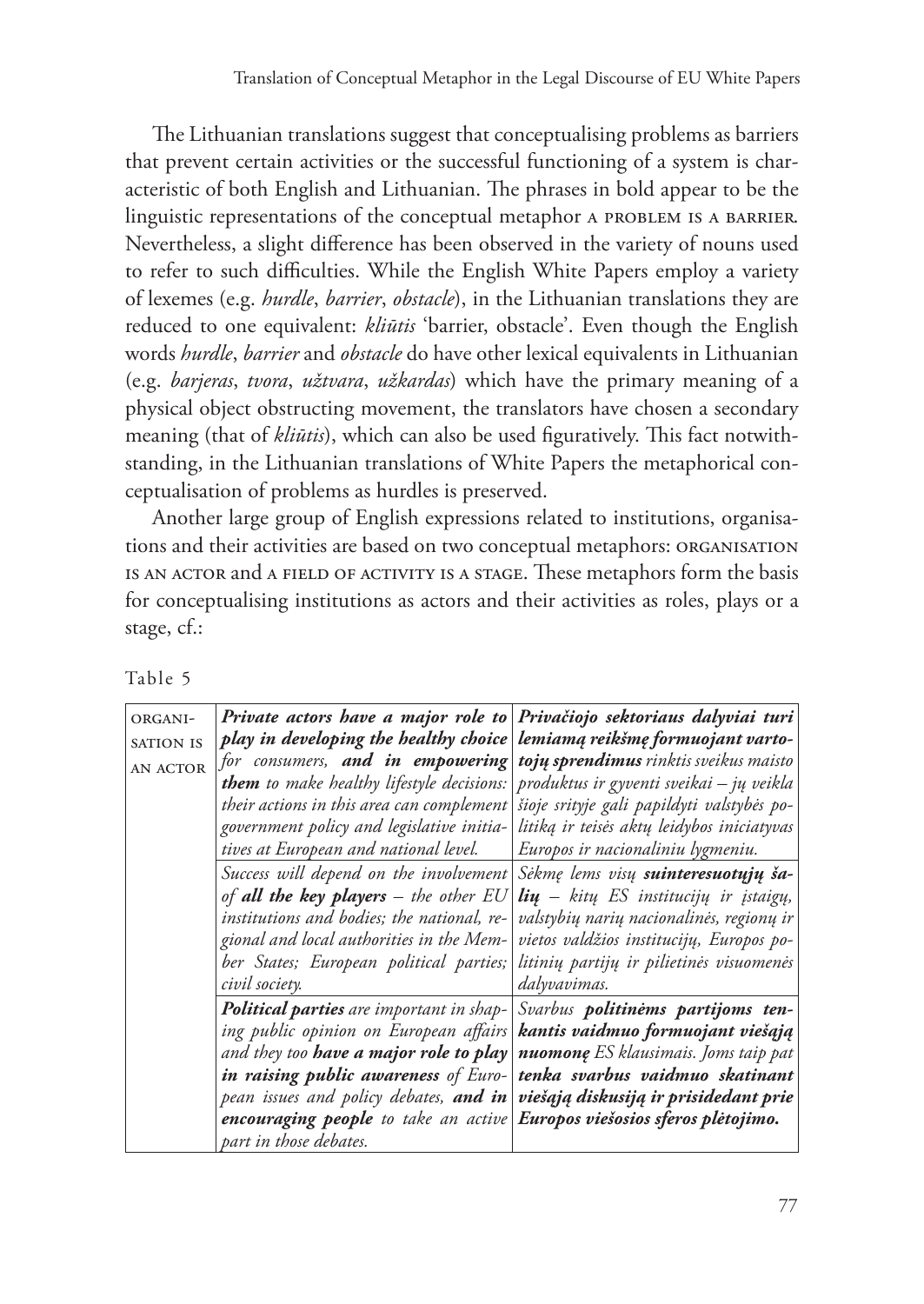The Lithuanian translations suggest that conceptualising problems as barriers that prevent certain activities or the successful functioning of a system is characteristic of both English and Lithuanian. The phrases in bold appear to be the linguistic representations of the conceptual metaphor A PROBLEM IS A BARRIER. Nevertheless, a slight difference has been observed in the variety of nouns used to refer to such difficulties. While the English White Papers employ a variety of lexemes (e.g. *hurdle*, *barrier*, *obstacle*), in the Lithuanian translations they are reduced to one equivalent: *kliūtis* 'barrier, obstacle'. Even though the English words *hurdle*, *barrier* and *obstacle* do have other lexical equivalents in Lithuanian (e.g. *barjeras*, *tvora*, *užtvara*, *užkardas*) which have the primary meaning of a physical object obstructing movement, the translators have chosen a secondary meaning (that of *kliūtis*), which can also be used figuratively. This fact notwithstanding, in the Lithuanian translations of White Papers the metaphorical conceptualisation of problems as hurdles is preserved.

Another large group of English expressions related to institutions, organisations and their activities are based on two conceptual metaphors: ORGANISATION IS AN ACTOR and A FIELD OF ACTIVITY IS A STAGE. These metaphors form the basis for conceptualising institutions as actors and their activities as roles, plays or a stage, cf.:

Table 5

| | | |
|---|---|---|
| ORGANISATION IS AN ACTOR | ***Private actors have a major role to play in developing the healthy choice*** *for consumers,* ***and in empowering them*** *to make healthy lifestyle decisions: their actions in this area can complement government policy and legislative initiatives at European and national level.* | ***Privačiojo sektoriaus dalyviai turi lemiamą reikšmę formuojant vartotojų sprendimus*** *rinktis sveikus maisto produktus ir gyventi sveikai – jų veikla šioje srityje gali papildyti valstybės politiką ir teisės aktų leidybos iniciatyvas Europos ir nacionaliniu lygmeniu.* |
| | *Success will depend on the involvement of* ***all the key players*** *– the other EU institutions and bodies; the national, regional and local authorities in the Member States; European political parties; civil society.* | *Sėkmę lems visų* ***suinteresuotųjų šalių*** *– kitų ES institucijų ir įstaigų, valstybių narių nacionalinės, regionų ir vietos valdžios institucijų, Europos politinių partijų ir pilietinės visuomenės dalyvavimas.* |
| | ***Political parties*** *are important in shaping public opinion on European affairs and they too* ***have a major role to play in raising public awareness*** *of European issues and policy debates,* ***and in encouraging people*** *to take an active part in those debates.* | *Svarbus* ***politinėms partijoms tenkantis vaidmuo formuojant viešąją nuomonę*** *ES klausimais. Joms taip pat* ***tenka svarbus vaidmuo skatinant viešąją diskusiją ir prisidedant prie Europos viešosios sferos plėtojimo.*** |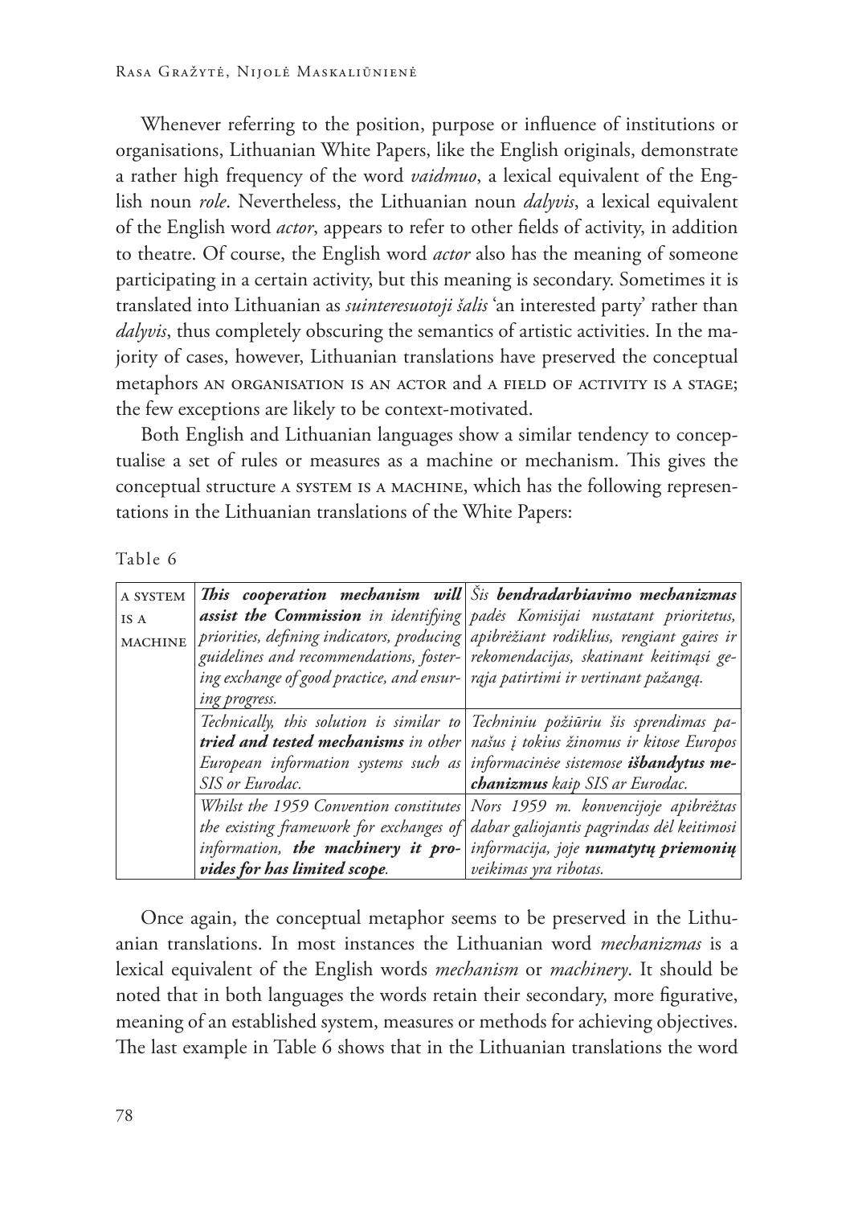Whenever referring to the position, purpose or influence of institutions or organisations, Lithuanian White Papers, like the English originals, demonstrate a rather high frequency of the word *vaidmuo*, a lexical equivalent of the English noun *role*. Nevertheless, the Lithuanian noun *dalyvis*, a lexical equivalent of the English word *actor*, appears to refer to other fields of activity, in addition to theatre. Of course, the English word *actor* also has the meaning of someone participating in a certain activity, but this meaning is secondary. Sometimes it is translated into Lithuanian as *suinteresuotoji šalis* 'an interested party' rather than *dalyvis*, thus completely obscuring the semantics of artistic activities. In the majority of cases, however, Lithuanian translations have preserved the conceptual metaphors AN ORGANISATION IS AN ACTOR and A FIELD OF ACTIVITY IS A STAGE; the few exceptions are likely to be context-motivated.

Both English and Lithuanian languages show a similar tendency to conceptualise a set of rules or measures as a machine or mechanism. This gives the conceptual structure A SYSTEM IS A MACHINE, which has the following representations in the Lithuanian translations of the White Papers:

Table 6

| | | |
|---|---|---|
| A SYSTEM IS A MACHINE | ***This cooperation mechanism will assist the Commission*** *in identifying priorities, defining indicators, producing guidelines and recommendations, fostering exchange of good practice, and ensuring progress.* | *Šis* ***bendradarbiavimo mechanizmas*** ***padės*** *Komisijai nustatant prioritetus, apibrėžiant rodiklius, rengiant gaires ir rekomendacijas, skatinant keitimąsi geraja patirtimi ir vertinant pažangą.* |
| | *Technically, this solution is similar to* ***tried and tested mechanisms*** *in other European information systems such as SIS or Eurodac.* | *Techniniu požiūriu šis sprendimas panašus į tokius žinomus ir kitose Europos informacinėse sistemose* ***išbandytus mechanizmus*** *kaip SIS ar Eurodac.* |
| | *Whilst the 1959 Convention constitutes the existing framework for exchanges of information,* ***the machinery it provides for has limited scope****.* | *Nors 1959 m. konvencijoje apibrėžtas dabar galiojantis pagrindas dėl keitimosi informacija, joje* ***numatytų priemonių*** *veikimas yra ribotas.* |

Once again, the conceptual metaphor seems to be preserved in the Lithuanian translations. In most instances the Lithuanian word *mechanizmas* is a lexical equivalent of the English words *mechanism* or *machinery*. It should be noted that in both languages the words retain their secondary, more figurative, meaning of an established system, measures or methods for achieving objectives. The last example in Table 6 shows that in the Lithuanian translations the word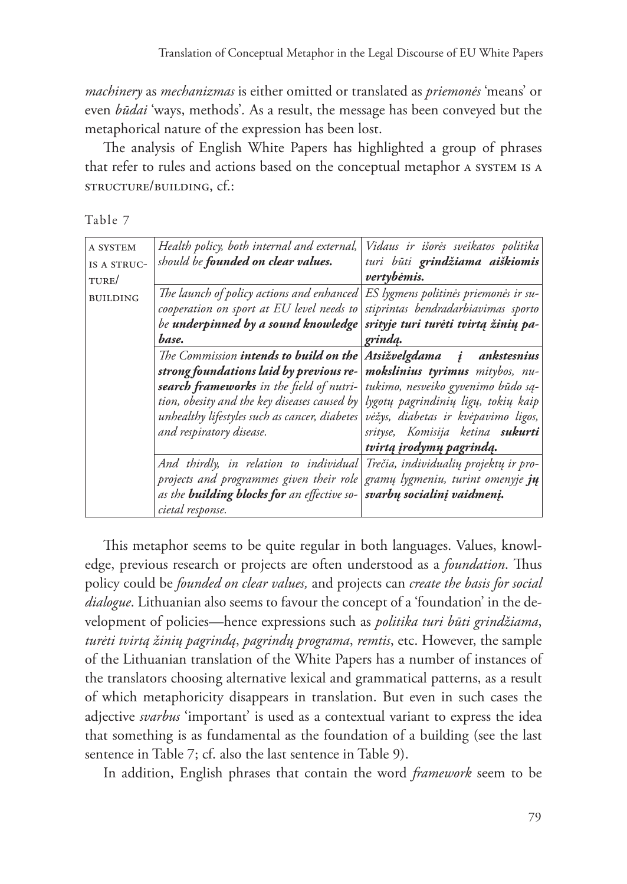*machinery* as *mechanizmas* is either omitted or translated as *priemonės* 'means' or even *būdai* 'ways, methods'. As a result, the message has been conveyed but the metaphorical nature of the expression has been lost.

The analysis of English White Papers has highlighted a group of phrases that refer to rules and actions based on the conceptual metaphor A SYSTEM IS A STRUCTURE/BUILDING, cf.:

Table 7

| | | |
|---|---|---|
| A SYSTEM IS A STRUCTURE/ BUILDING | *Health policy, both internal and external, should be* ***founded on clear values.*** | *Vidaus ir išorės sveikatos politika turi būti* ***grindžiama aiškiomis vertybėmis.*** |
| | *The launch of policy actions and enhanced cooperation on sport at EU level needs to be* ***underpinned by a sound knowledge base.*** | *ES lygmens politinės priemonės ir sustiprintas bendradarbiavimas sporto srityje turi turėti* ***tvirtą žinių pagrindą.*** |
| | *The Commission* ***intends to build on the strong foundations laid by previous research frameworks*** *in the field of nutrition, obesity and the key diseases caused by unhealthy lifestyles such as cancer, diabetes and respiratory disease.* | ***Atsižvelgdama į ankstesnius mokslinius tyrimus*** *mitybos, nutukimo, nesveiko gyvenimo būdo sąlygotų pagrindinių ligų, tokių kaip vėžys, diabetas ir kvėpavimo ligos, srityse, Komisija ketina* ***sukurti tvirtą įrodymų pagrindą.*** |
| | *And thirdly, in relation to individual projects and programmes given their role as the* ***building blocks for*** *an effective societal response.* | *Trečia, individualių projektų ir programų lygmeniu, turint omenyje* ***jų svarbų socialinį vaidmenį.*** |

This metaphor seems to be quite regular in both languages. Values, knowledge, previous research or projects are often understood as a *foundation*. Thus policy could be *founded on clear values,* and projects can *create the basis for social dialogue*. Lithuanian also seems to favour the concept of a 'foundation' in the development of policies—hence expressions such as *politika turi būti grindžiama*, *turėti tvirtą žinių pagrindą*, *pagrindų programa*, *remtis*, etc. However, the sample of the Lithuanian translation of the White Papers has a number of instances of the translators choosing alternative lexical and grammatical patterns, as a result of which metaphoricity disappears in translation. But even in such cases the adjective *svarbus* 'important' is used as a contextual variant to express the idea that something is as fundamental as the foundation of a building (see the last sentence in Table 7; cf. also the last sentence in Table 9).

In addition, English phrases that contain the word *framework* seem to be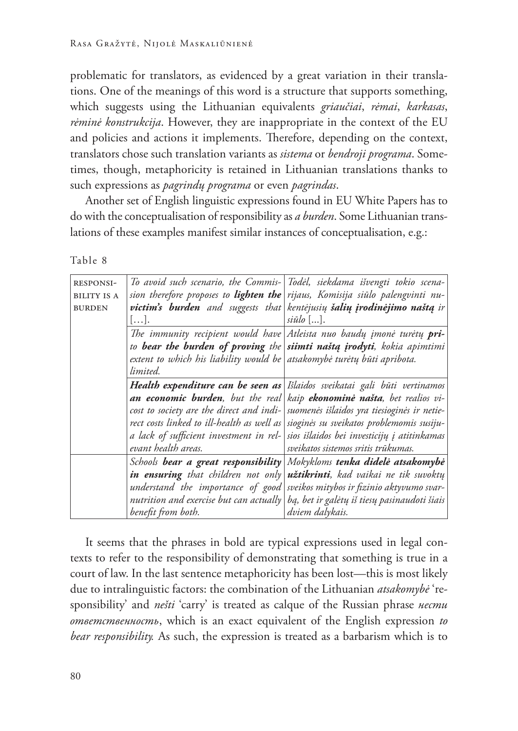problematic for translators, as evidenced by a great variation in their translations. One of the meanings of this word is a structure that supports something, which suggests using the Lithuanian equivalents *griaučiai*, *rėmai*, *karkasas*, *rėminė konstrukcija*. However, they are inappropriate in the context of the EU and policies and actions it implements. Therefore, depending on the context, translators chose such translation variants as *sistema* or *bendroji programa*. Sometimes, though, metaphoricity is retained in Lithuanian translations thanks to such expressions as *pagrindų programa* or even *pagrindas*.

Another set of English linguistic expressions found in EU White Papers has to do with the conceptualisation of responsibility as *a burden*. Some Lithuanian translations of these examples manifest similar instances of conceptualisation, e.g.:

Table 8

| | | |
|---|---|---|
| RESPONSIBILITY IS A BURDEN | *To avoid such scenario, the Commission therefore proposes to **lighten the victim's burden** and suggests that […].* | *Todėl, siekdama išvengti tokio scenarijaus, Komisija siūlo palengvinti nukentėjusių **šalių įrodinėjimo naštą** ir siūlo […].* |
| | *The immunity recipient would have to **bear the burden of proving** the extent to which his liability would be limited.* | *Atleista nuo baudų įmonė turėtų **prisiimti naštą įrodyti**, kokia apimtimi atsakomybė turėtų būti apribota.* |
| | ***Health expenditure can be seen as an economic burden**, but the real cost to society are the direct and indirect costs linked to ill-health as well as a lack of sufficient investment in relevant health areas.* | *Išlaidos sveikatai gali būti vertinamos kaip **ekonominė našta**, bet realios visuomenės išlaidos yra tiesioginės ir netiesioginės su sveikatos problemomis susijusios išlaidos bei investicijų į atitinkamas sveikatos sistemos sritis trūkumas.* |
| | *Schools **bear a great responsibility in ensuring** that children not only understand the importance of good nutrition and exercise but can actually benefit from both.* | *Mokykloms **tenka didelė atsakomybė užtikrinti**, kad vaikai ne tik suvoktų sveikos mitybos ir fizinio aktyvumo svarbą, bet ir galėtų iš tiesų pasinaudoti šiais dviem dalykais.* |

It seems that the phrases in bold are typical expressions used in legal contexts to refer to the responsibility of demonstrating that something is true in a court of law. In the last sentence metaphoricity has been lost—this is most likely due to intralinguistic factors: the combination of the Lithuanian *atsakomybė* 'responsibility' and *nešti* 'carry' is treated as calque of the Russian phrase *нести ответственность*, which is an exact equivalent of the English expression *to bear responsibility.* As such, the expression is treated as a barbarism which is to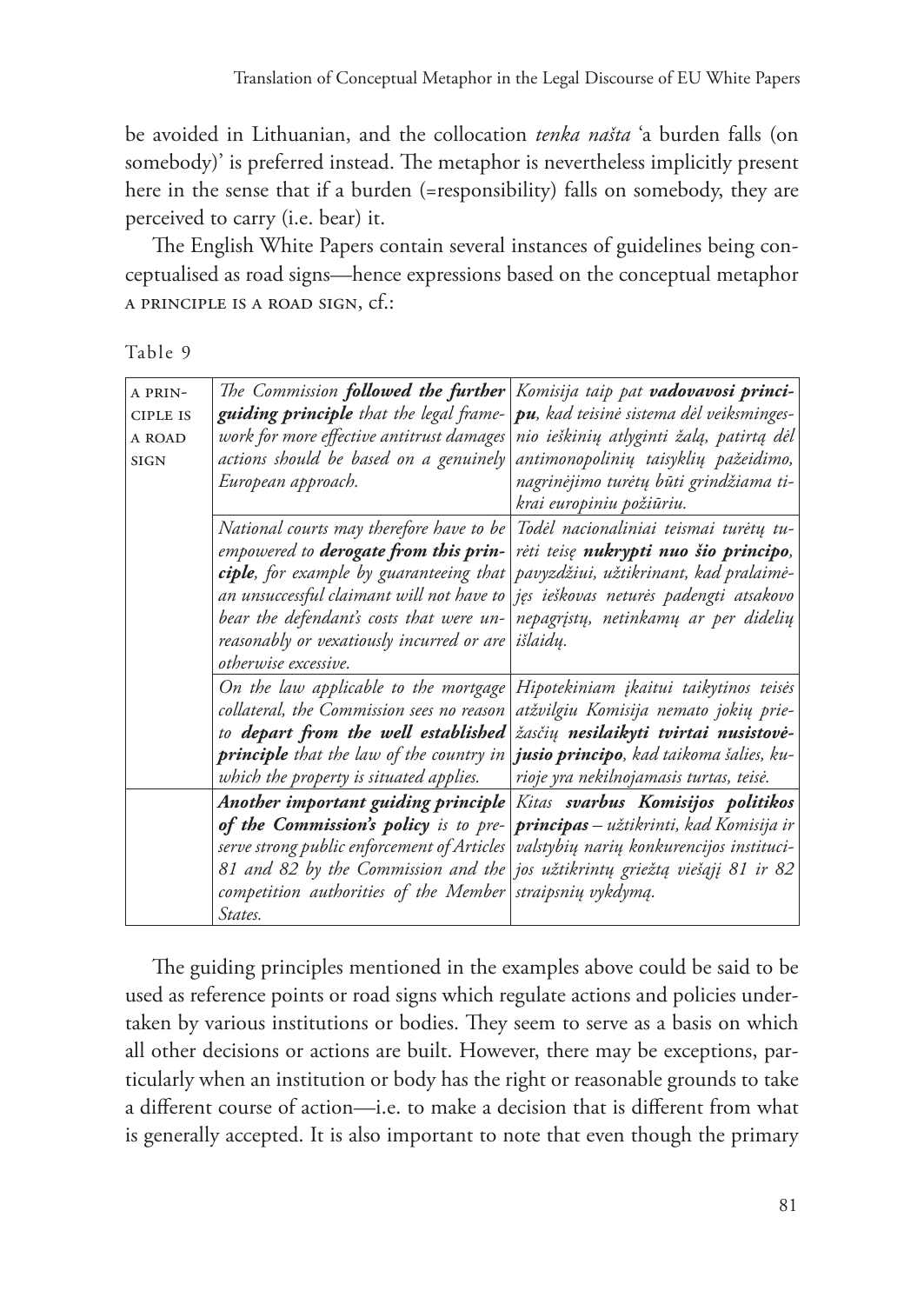be avoided in Lithuanian, and the collocation *tenka našta* 'a burden falls (on somebody)' is preferred instead. The metaphor is nevertheless implicitly present here in the sense that if a burden (=responsibility) falls on somebody, they are perceived to carry (i.e. bear) it.

The English White Papers contain several instances of guidelines being conceptualised as road signs—hence expressions based on the conceptual metaphor A PRINCIPLE IS A ROAD SIGN, cf.:

Table 9

| | | |
|---|---|---|
| A PRINCIPLE IS A ROAD SIGN | *The Commission* ***followed the further guiding principle*** *that the legal framework for more effective antitrust damages actions should be based on a genuinely European approach.* | *Komisija taip pat* ***vadovavosi principu****, kad teisinė sistema dėl veiksmingesnio ieškinių atlyginti žalą, patirtą dėl antimonopolinių taisyklių pažeidimo, nagrinėjimo turėtų būti grindžiama tikrai europiniu požiūriu.* |
| | *National courts may therefore have to be empowered to* ***derogate from this principle****, for example by guaranteeing that an unsuccessful claimant will not have to bear the defendant's costs that were unreasonably or vexatiously incurred or are otherwise excessive.* | *Todėl nacionaliniai teismai turėtų turėti teisę* ***nukrypti nuo šio principo****, pavyzdžiui, užtikrinant, kad pralaimėjęs ieškovas neturės padengti atsakovo nepagrįstų, netinkamų ar per didelių išlaidų.* |
| | *On the law applicable to the mortgage collateral, the Commission sees no reason to* ***depart from the well established principle*** *that the law of the country in which the property is situated applies.* | *Hipotekiniam įkaitui taikytinos teisės atžvilgiu Komisija nemato jokių priežasčių* ***nesilaikyti tvirtai nusistovėjusio principo****, kad taikoma šalies, kurioje yra nekilnojamasis turtas, teisė.* |
| | ***Another important guiding principle of the Commission's policy*** *is to preserve strong public enforcement of Articles 81 and 82 by the Commission and the competition authorities of the Member States.* | *Kitas* ***svarbus Komisijos politikos principas*** *– užtikrinti, kad Komisija ir valstybių narių konkurencijos institucijos užtikrintų griežtą viešąjį 81 ir 82 straipsnių vykdymą.* |

The guiding principles mentioned in the examples above could be said to be used as reference points or road signs which regulate actions and policies undertaken by various institutions or bodies. They seem to serve as a basis on which all other decisions or actions are built. However, there may be exceptions, particularly when an institution or body has the right or reasonable grounds to take a different course of action—i.e. to make a decision that is different from what is generally accepted. It is also important to note that even though the primary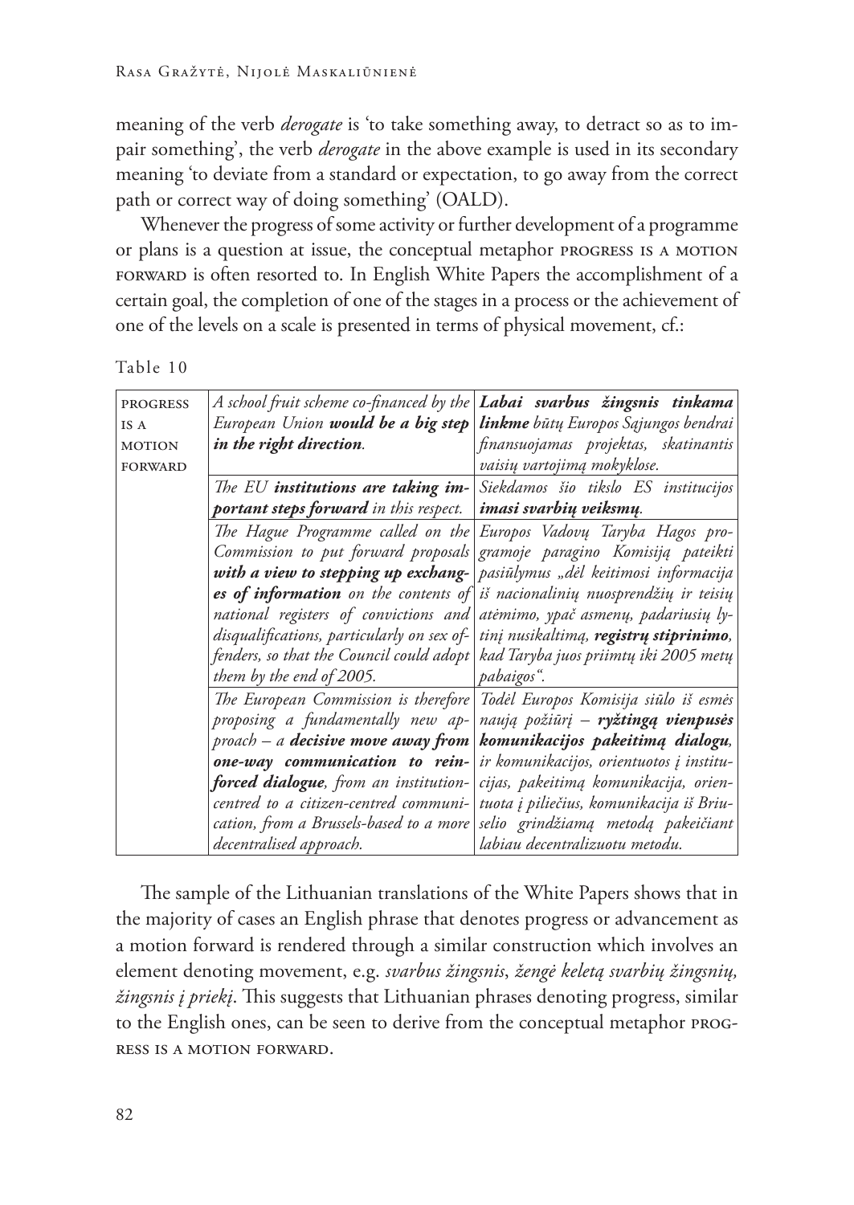meaning of the verb *derogate* is 'to take something away, to detract so as to impair something', the verb *derogate* in the above example is used in its secondary meaning 'to deviate from a standard or expectation, to go away from the correct path or correct way of doing something' (OALD).

Whenever the progress of some activity or further development of a programme or plans is a question at issue, the conceptual metaphor PROGRESS IS A MOTION FORWARD is often resorted to. In English White Papers the accomplishment of a certain goal, the completion of one of the stages in a process or the achievement of one of the levels on a scale is presented in terms of physical movement, cf.:

Table 10

| | | |
|---|---|---|
| PROGRESS IS A MOTION FORWARD | *A school fruit scheme co-financed by the European Union* ***would be a big step in the right direction****.* | ***Labai svarbus žingsnis tinkama linkme*** *būtų Europos Sąjungos bendrai finansuojamas projektas, skatinantis vaisių vartojimą mokyklose.* |
| | *The EU* ***institutions are taking important steps forward*** *in this respect.* | *Siekdamos šio tikslo ES institucijos* ***imasi svarbių veiksmų****.* |
| | *The Hague Programme called on the Commission to put forward proposals* ***with a view to stepping up exchanges of information*** *on the contents of national registers of convictions and disqualifications, particularly on sex offenders, so that the Council could adopt them by the end of 2005.* | *Europos Vadovų Taryba Hagos programoje paragino Komisiją pateikti pasiūlymus „dėl keitimosi informacija iš nacionalinių nuosprendžių ir teisių atėmimo, ypač asmenų, padariusių lytinį nusikaltimą,* ***registrų stiprinimo****, kad Taryba juos priimtų iki 2005 metų pabaigos".* |
| | *The European Commission is therefore proposing a fundamentally new approach – a* ***decisive move away from one-way communication to reinforced dialogue****, from an institution-centred to a citizen-centred communication, from a Brussels-based to a more decentralised approach.* | *Todėl Europos Komisija siūlo iš esmės naują požiūrį –* ***ryžtingą vienpusės komunikacijos pakeitimą dialogu****, ir komunikacijos, orientuotos į institucijas, pakeitimą komunikacija, orientuota į piliečius, komunikacija iš Briuselio grindžiamą metodą pakeičiant labiau decentralizuotu metodu.* |

The sample of the Lithuanian translations of the White Papers shows that in the majority of cases an English phrase that denotes progress or advancement as a motion forward is rendered through a similar construction which involves an element denoting movement, e.g. *svarbus žingsnis*, *žengė keletą svarbių žingsnių, žingsnis į priekį*. This suggests that Lithuanian phrases denoting progress, similar to the English ones, can be seen to derive from the conceptual metaphor PROGRESS IS A MOTION FORWARD.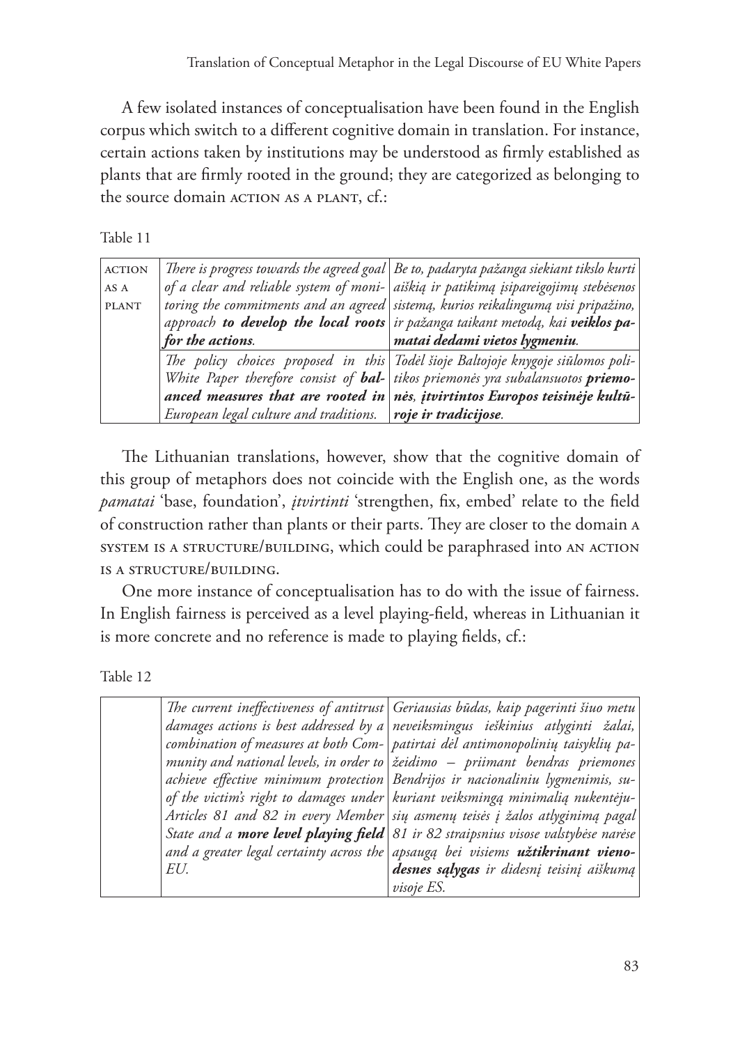A few isolated instances of conceptualisation have been found in the English corpus which switch to a different cognitive domain in translation. For instance, certain actions taken by institutions may be understood as firmly established as plants that are firmly rooted in the ground; they are categorized as belonging to the source domain ACTION AS A PLANT, cf.:

Table 11

| | | |
|---|---|---|
| ACTION AS A PLANT | *There is progress towards the agreed goal of a clear and reliable system of monitoring the commitments and an agreed approach* ***to develop the local roots*** ***for the actions***. | *Be to, padaryta pažanga siekiant tikslo kurti aiškią ir patikimą įsipareigojimų stebėsenos sistemą, kurios reikalingumą visi pripažino, ir pažanga taikant metodą, kai* ***veiklos pamatai dedami vietos lygmeniu***. |
| | *The policy choices proposed in this White Paper therefore consist of* ***balanced measures that are rooted in*** *European legal culture and traditions.* | *Todėl šioje Baltojoje knygoje siūlomos politikos priemonės yra subalansuotos* ***priemonės, įtvirtintos Europos teisinėje kultūroje ir tradicijose***. |

The Lithuanian translations, however, show that the cognitive domain of this group of metaphors does not coincide with the English one, as the words *pamatai* 'base, foundation', *įtvirtinti* 'strengthen, fix, embed' relate to the field of construction rather than plants or their parts. They are closer to the domain A SYSTEM IS A STRUCTURE/BUILDING, which could be paraphrased into AN ACTION IS A STRUCTURE/BUILDING.

One more instance of conceptualisation has to do with the issue of fairness. In English fairness is perceived as a level playing-field, whereas in Lithuanian it is more concrete and no reference is made to playing fields, cf.:

Table 12

| | | |
|---|---|---|
| | *The current ineffectiveness of antitrust damages actions is best addressed by a combination of measures at both Community and national levels, in order to achieve effective minimum protection of the victim's right to damages under Articles 81 and 82 in every Member State and a* ***more level playing field*** *and a greater legal certainty across the EU.* | *Geriausias būdas, kaip pagerinti šiuo metu neveiksmingus ieškinius atlyginti žalai, patirtai dėl antimonopolinių taisyklių pažeidimo – priimant bendras priemones Bendrijos ir nacionaliniu lygmenimis, sukuriant veiksmingą minimalią nukentėjusių asmenų teisės į žalos atlyginimą pagal 81 ir 82 straipsnius visose valstybėse narėse apsaugą bei visiems* ***užtikrinant vienodesnes sąlygas*** *ir didesnį teisinį aiškumą visoje ES.* |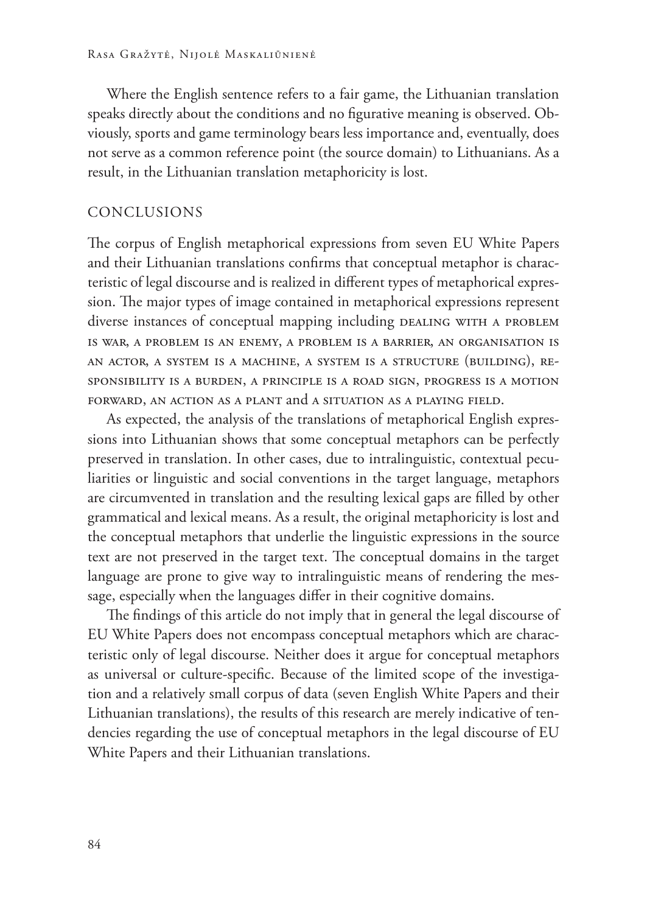Where the English sentence refers to a fair game, the Lithuanian translation speaks directly about the conditions and no figurative meaning is observed. Obviously, sports and game terminology bears less importance and, eventually, does not serve as a common reference point (the source domain) to Lithuanians. As a result, in the Lithuanian translation metaphoricity is lost.

## CONCLUSIONS

The corpus of English metaphorical expressions from seven EU White Papers and their Lithuanian translations confirms that conceptual metaphor is characteristic of legal discourse and is realized in different types of metaphorical expression. The major types of image contained in metaphorical expressions represent diverse instances of conceptual mapping including DEALING WITH A PROBLEM IS WAR, A PROBLEM IS AN ENEMY, A PROBLEM IS A BARRIER, AN ORGANISATION IS AN ACTOR, A SYSTEM IS A MACHINE, A SYSTEM IS A STRUCTURE (BUILDING), RESPONSIBILITY IS A BURDEN, A PRINCIPLE IS A ROAD SIGN, PROGRESS IS A MOTION FORWARD, AN ACTION AS A PLANT and A SITUATION AS A PLAYING FIELD.

As expected, the analysis of the translations of metaphorical English expressions into Lithuanian shows that some conceptual metaphors can be perfectly preserved in translation. In other cases, due to intralinguistic, contextual peculiarities or linguistic and social conventions in the target language, metaphors are circumvented in translation and the resulting lexical gaps are filled by other grammatical and lexical means. As a result, the original metaphoricity is lost and the conceptual metaphors that underlie the linguistic expressions in the source text are not preserved in the target text. The conceptual domains in the target language are prone to give way to intralinguistic means of rendering the message, especially when the languages differ in their cognitive domains.

The findings of this article do not imply that in general the legal discourse of EU White Papers does not encompass conceptual metaphors which are characteristic only of legal discourse. Neither does it argue for conceptual metaphors as universal or culture-specific. Because of the limited scope of the investigation and a relatively small corpus of data (seven English White Papers and their Lithuanian translations), the results of this research are merely indicative of tendencies regarding the use of conceptual metaphors in the legal discourse of EU White Papers and their Lithuanian translations.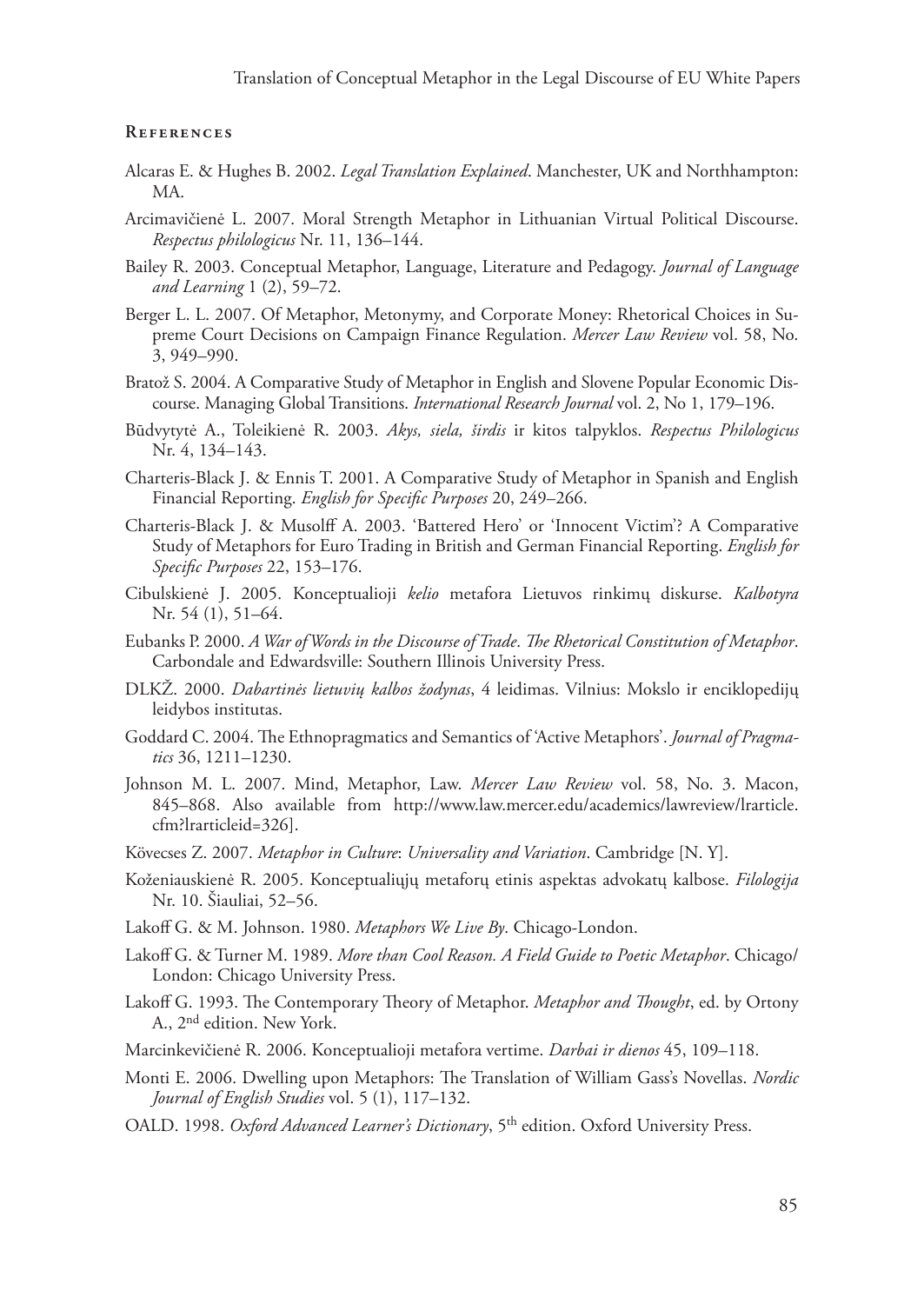## References

Alcaras E. & Hughes B. 2002. *Legal Translation Explained*. Manchester, UK and Northhampton: MA.

Arcimavičienė L. 2007. Moral Strength Metaphor in Lithuanian Virtual Political Discourse. *Respectus philologicus* Nr. 11, 136–144.

Bailey R. 2003. Conceptual Metaphor, Language, Literature and Pedagogy. *Journal of Language and Learning* 1 (2), 59–72.

Berger L. L. 2007. Of Metaphor, Metonymy, and Corporate Money: Rhetorical Choices in Supreme Court Decisions on Campaign Finance Regulation. *Mercer Law Review* vol. 58, No. 3, 949–990.

Bratož S. 2004. A Comparative Study of Metaphor in English and Slovene Popular Economic Discourse. Managing Global Transitions. *International Research Journal* vol. 2, No 1, 179–196.

Būdvytytė A., Toleikienė R. 2003. *Akys, siela, širdis* ir kitos talpyklos. *Respectus Philologicus* Nr. 4, 134–143.

Charteris-Black J. & Ennis T. 2001. A Comparative Study of Metaphor in Spanish and English Financial Reporting. *English for Specific Purposes* 20, 249–266.

Charteris-Black J. & Musolff A. 2003. 'Battered Hero' or 'Innocent Victim'? A Comparative Study of Metaphors for Euro Trading in British and German Financial Reporting. *English for Specific Purposes* 22, 153–176.

Cibulskienė J. 2005. Konceptualioji *kelio* metafora Lietuvos rinkimų diskurse. *Kalbotyra* Nr. 54 (1), 51–64.

Eubanks P. 2000. *A War of Words in the Discourse of Trade. The Rhetorical Constitution of Metaphor*. Carbondale and Edwardsville: Southern Illinois University Press.

DLKŽ. 2000. *Dabartinės lietuvių kalbos žodynas*, 4 leidimas. Vilnius: Mokslo ir enciklopedijų leidybos institutas.

Goddard C. 2004. The Ethnopragmatics and Semantics of 'Active Metaphors'. *Journal of Pragmatics* 36, 1211–1230.

Johnson M. L. 2007. Mind, Metaphor, Law. *Mercer Law Review* vol. 58, No. 3. Macon, 845–868. Also available from http://www.law.mercer.edu/academics/lawreview/lrarticle.cfm?lrarticleid=326].

Kövecses Z. 2007. *Metaphor in Culture*: *Universality and Variation*. Cambridge [N. Y].

Koženiauskienė R. 2005. Konceptualiųjų metaforų etinis aspektas advokatų kalbose. *Filologija* Nr. 10. Šiauliai, 52–56.

Lakoff G. & M. Johnson. 1980. *Metaphors We Live By*. Chicago-London.

Lakoff G. & Turner M. 1989. *More than Cool Reason. A Field Guide to Poetic Metaphor*. Chicago/London: Chicago University Press.

Lakoff G. 1993. The Contemporary Theory of Metaphor. *Metaphor and Thought*, ed. by Ortony A., 2nd edition. New York.

Marcinkevičienė R. 2006. Konceptualioji metafora vertime. *Darbai ir dienos* 45, 109–118.

Monti E. 2006. Dwelling upon Metaphors: The Translation of William Gass's Novellas. *Nordic Journal of English Studies* vol. 5 (1), 117–132.

OALD. 1998. *Oxford Advanced Learner's Dictionary*, 5th edition. Oxford University Press.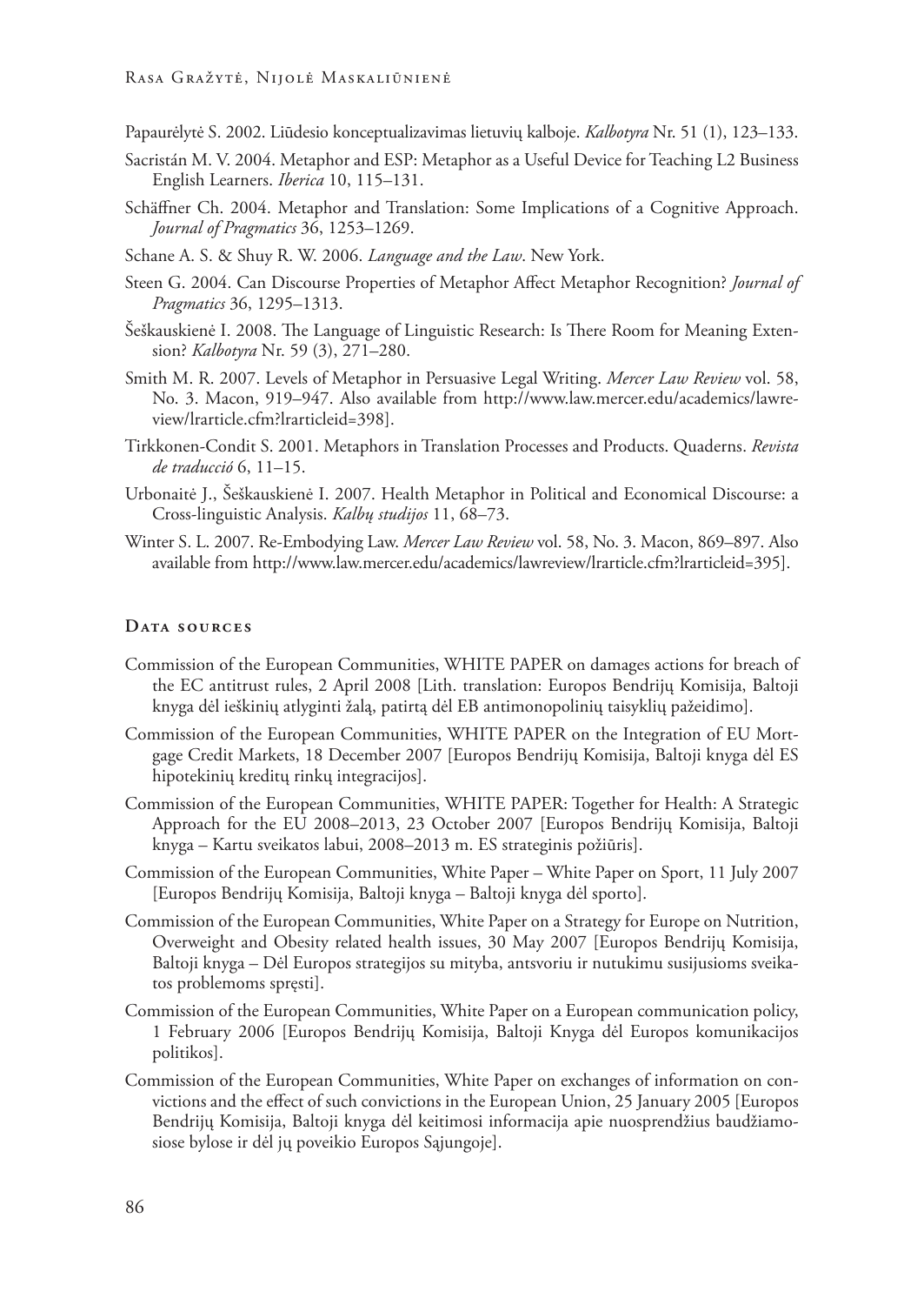Papaurėlytė S. 2002. Liūdesio konceptualizavimas lietuvių kalboje. *Kalbotyra* Nr. 51 (1), 123–133.

Sacristán M. V. 2004. Metaphor and ESP: Metaphor as a Useful Device for Teaching L2 Business English Learners. *Iberica* 10, 115–131.

Schäffner Ch. 2004. Metaphor and Translation: Some Implications of a Cognitive Approach. *Journal of Pragmatics* 36, 1253–1269.

Schane A. S. & Shuy R. W. 2006. *Language and the Law*. New York.

Steen G. 2004. Can Discourse Properties of Metaphor Affect Metaphor Recognition? *Journal of Pragmatics* 36, 1295–1313.

Šeškauskienė I. 2008. The Language of Linguistic Research: Is There Room for Meaning Extension? *Kalbotyra* Nr. 59 (3), 271–280.

Smith M. R. 2007. Levels of Metaphor in Persuasive Legal Writing. *Mercer Law Review* vol. 58, No. 3. Macon, 919–947. Also available from http://www.law.mercer.edu/academics/lawreview/lrarticle.cfm?lrarticleid=398].

Tirkkonen-Condit S. 2001. Metaphors in Translation Processes and Products. Quaderns. *Revista de traducció* 6, 11–15.

Urbonaitė J., Šeškauskienė I. 2007. Health Metaphor in Political and Economical Discourse: a Cross-linguistic Analysis. *Kalbų studijos* 11, 68–73.

Winter S. L. 2007. Re-Embodying Law. *Mercer Law Review* vol. 58, No. 3. Macon, 869–897. Also available from http://www.law.mercer.edu/academics/lawreview/lrarticle.cfm?lrarticleid=395].

## Data sources

Commission of the European Communities, WHITE PAPER on damages actions for breach of the EC antitrust rules, 2 April 2008 [Lith. translation: Europos Bendrijų Komisija, Baltoji knyga dėl ieškinių atlyginti žalą, patirtą dėl EB antimonopolinių taisyklių pažeidimo].

Commission of the European Communities, WHITE PAPER on the Integration of EU Mortgage Credit Markets, 18 December 2007 [Europos Bendrijų Komisija, Baltoji knyga dėl ES hipotekinių kreditų rinkų integracijos].

Commission of the European Communities, WHITE PAPER: Together for Health: A Strategic Approach for the EU 2008–2013, 23 October 2007 [Europos Bendrijų Komisija, Baltoji knyga – Kartu sveikatos labui, 2008–2013 m. ES strateginis požiūris].

Commission of the European Communities, White Paper – White Paper on Sport, 11 July 2007 [Europos Bendrijų Komisija, Baltoji knyga – Baltoji knyga dėl sporto].

Commission of the European Communities, White Paper on a Strategy for Europe on Nutrition, Overweight and Obesity related health issues, 30 May 2007 [Europos Bendrijų Komisija, Baltoji knyga – Dėl Europos strategijos su mityba, antsvoriu ir nutukimu susijusioms sveikatos problemoms spręsti].

Commission of the European Communities, White Paper on a European communication policy, 1 February 2006 [Europos Bendrijų Komisija, Baltoji Knyga dėl Europos komunikacijos politikos].

Commission of the European Communities, White Paper on exchanges of information on convictions and the effect of such convictions in the European Union, 25 January 2005 [Europos Bendrijų Komisija, Baltoji knyga dėl keitimosi informacija apie nuosprendžius baudžiamosiose bylose ir dėl jų poveikio Europos Sąjungoje].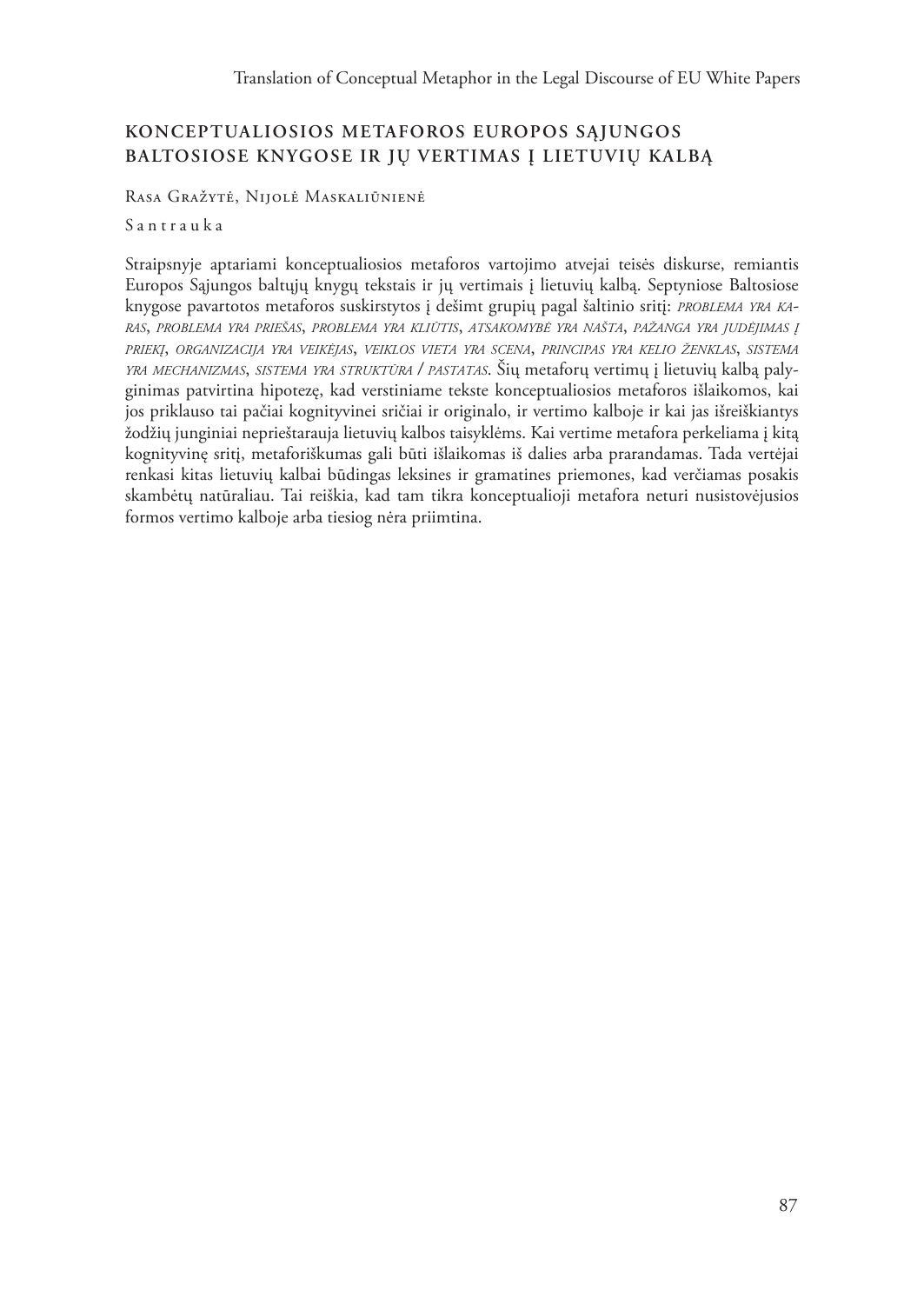## KONCEPTUALIOSIOS METAFOROS EUROPOS SĄJUNGOS BALTOSIOSE KNYGOSE IR JŲ VERTIMAS Į LIETUVIŲ KALBĄ

Rasa Gražytė, Nijolė Maskaliūnienė

Santrauka

Straipsnyje aptariami konceptualiosios metaforos vartojimo atvejai teisės diskurse, remiantis Europos Sąjungos baltųjų knygų tekstais ir jų vertimais į lietuvių kalbą. Septyniose Baltosiose knygose pavartotos metaforos suskirstytos į dešimt grupių pagal šaltinio sritį: *PROBLEMA YRA KARAS*, *PROBLEMA YRA PRIEŠAS*, *PROBLEMA YRA KLIŪTIS*, *ATSAKOMYBĖ YRA NAŠTA*, *PAŽANGA YRA JUDĖJIMAS Į PRIEKĮ*, *ORGANIZACIJA YRA VEIKĖJAS*, *VEIKLOS VIETA YRA SCENA*, *PRINCIPAS YRA KELIO ŽENKLAS*, *SISTEMA YRA MECHANIZMAS*, *SISTEMA YRA STRUKTŪRA / PASTATAS*. Šių metaforų vertimų į lietuvių kalbą palyginimas patvirtina hipotezę, kad verstiniame tekste konceptualiosios metaforos išlaikomos, kai jos priklauso tai pačiai kognityvinei sričiai ir originalo, ir vertimo kalboje ir kai jas išreiškiantys žodžių junginiai neprieštarauja lietuvių kalbos taisyklėms. Kai vertime metafora perkeliama į kitą kognityvinę sritį, metaforiškumas gali būti išlaikomas iš dalies arba prarandamas. Tada vertėjai renkasi kitas lietuvių kalbai būdingas leksines ir gramatines priemones, kad verčiamas posakis skambėtų natūraliau. Tai reiškia, kad tam tikra konceptualioji metafora neturi nusistovėjusios formos vertimo kalboje arba tiesiog nėra priimtina.